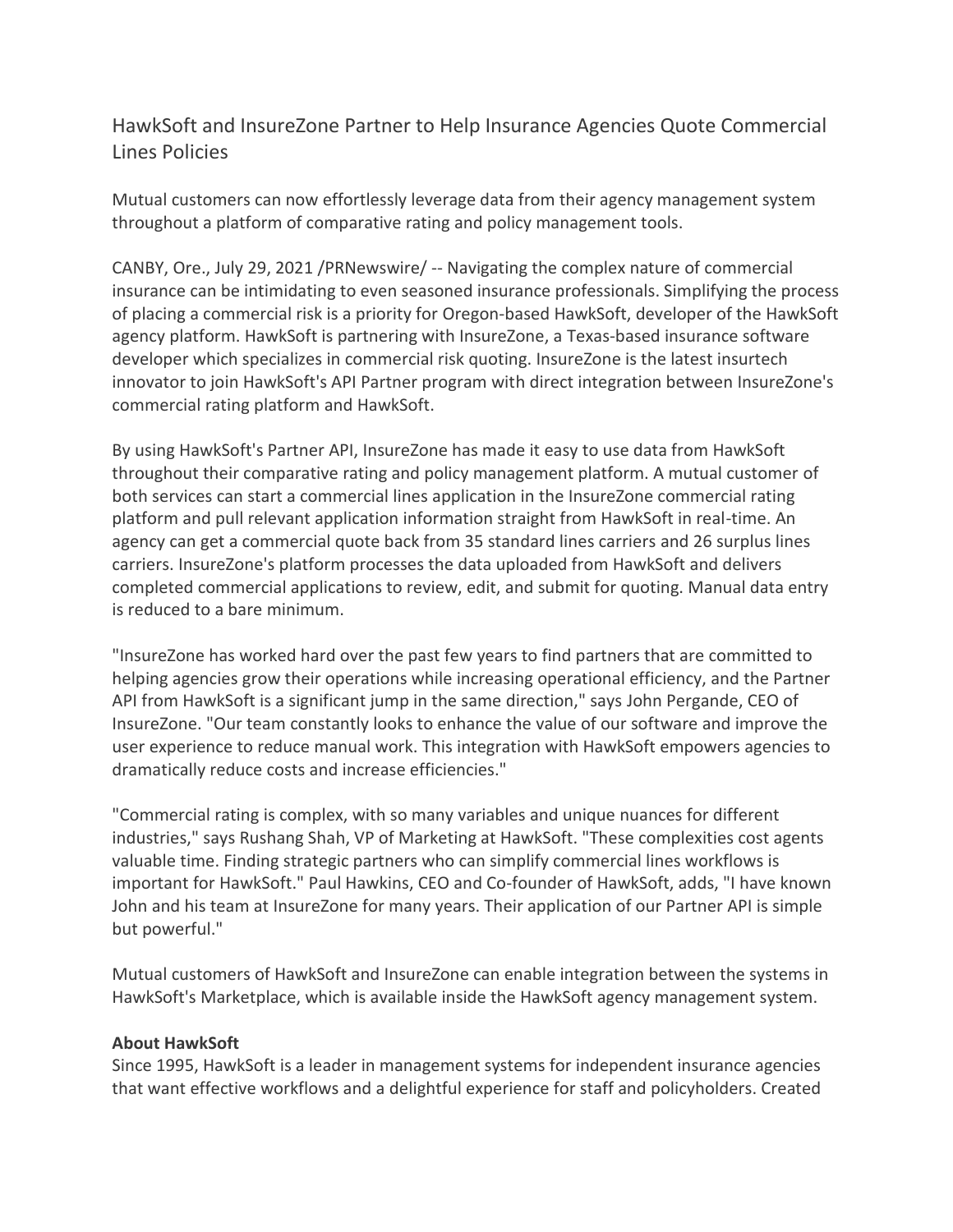# HawkSoft and InsureZone Partner to Help Insurance Agencies Quote Commercial Lines Policies

Mutual customers can now effortlessly leverage data from their agency management system throughout a platform of comparative rating and policy management tools.

CANBY, Ore., July 29, 2021 /PRNewswire/ -- Navigating the complex nature of commercial insurance can be intimidating to even seasoned insurance professionals. Simplifying the process of placing a commercial risk is a priority for Oregon-based HawkSoft, developer of the HawkSoft agency platform. HawkSoft is partnering with InsureZone, a Texas-based insurance software developer which specializes in commercial risk quoting. InsureZone is the latest insurtech innovator to join HawkSoft's API Partner program with direct integration between InsureZone's commercial rating platform and HawkSoft.

By using HawkSoft's Partner API, InsureZone has made it easy to use data from HawkSoft throughout their comparative rating and policy management platform. A mutual customer of both services can start a commercial lines application in the InsureZone commercial rating platform and pull relevant application information straight from HawkSoft in real-time. An agency can get a commercial quote back from 35 standard lines carriers and 26 surplus lines carriers. InsureZone's platform processes the data uploaded from HawkSoft and delivers completed commercial applications to review, edit, and submit for quoting. Manual data entry is reduced to a bare minimum.

"InsureZone has worked hard over the past few years to find partners that are committed to helping agencies grow their operations while increasing operational efficiency, and the Partner API from HawkSoft is a significant jump in the same direction," says John Pergande, CEO of InsureZone. "Our team constantly looks to enhance the value of our software and improve the user experience to reduce manual work. This integration with HawkSoft empowers agencies to dramatically reduce costs and increase efficiencies."

"Commercial rating is complex, with so many variables and unique nuances for different industries," says Rushang Shah, VP of Marketing at HawkSoft. "These complexities cost agents valuable time. Finding strategic partners who can simplify commercial lines workflows is important for HawkSoft." Paul Hawkins, CEO and Co-founder of HawkSoft, adds, "I have known John and his team at InsureZone for many years. Their application of our Partner API is simple but powerful."

Mutual customers of HawkSoft and InsureZone can enable integration between the systems in HawkSoft's Marketplace, which is available inside the HawkSoft agency management system.

**About HawkSoft**

Since 1995, HawkSoft is a leader in management systems for independent insurance agencies that want effective workflows and a delightful experience for staff and policyholders. Created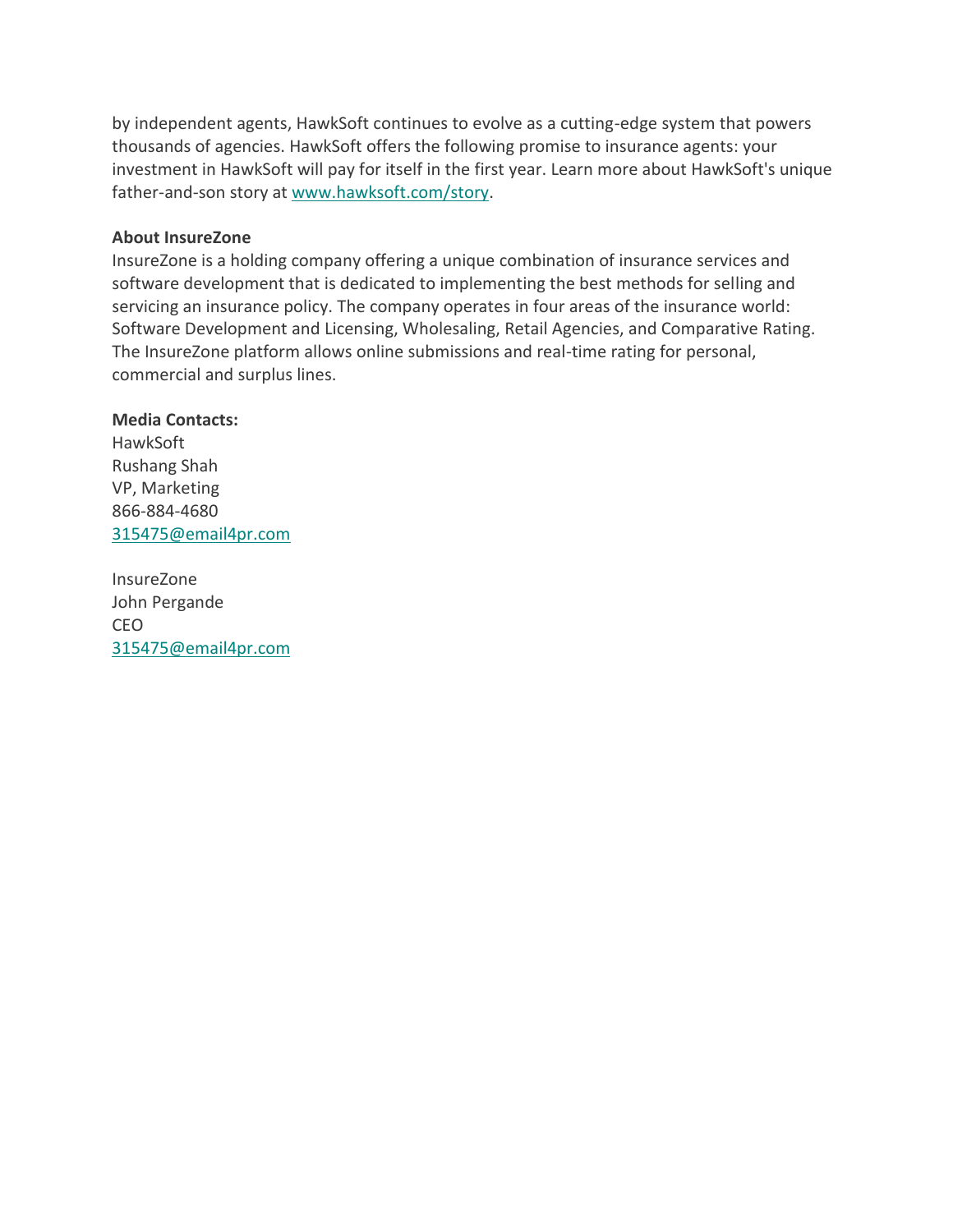by independent agents, HawkSoft continues to evolve as a cutting-edge system that powers thousands of agencies. HawkSoft offers the following promise to insurance agents: your investment in HawkSoft will pay for itself in the first year. Learn more about HawkSoft's unique father-and-son story at [www.hawksoft.com/story](www.hawksoft.com/story).

**About InsureZone**
InsureZone is a holding company offering a unique combination of insurance services and software development that is dedicated to implementing the best methods for selling and servicing an insurance policy. The company operates in four areas of the insurance world: Software Development and Licensing, Wholesaling, Retail Agencies, and Comparative Rating. The InsureZone platform allows online submissions and real-time rating for personal, commercial and surplus lines.

**Media Contacts:**
HawkSoft
Rushang Shah
VP, Marketing
866-884-4680
[315475@email4pr.com](mailto:315475@email4pr.com)

InsureZone
John Pergande
CEO
[315475@email4pr.com](mailto:315475@email4pr.com)